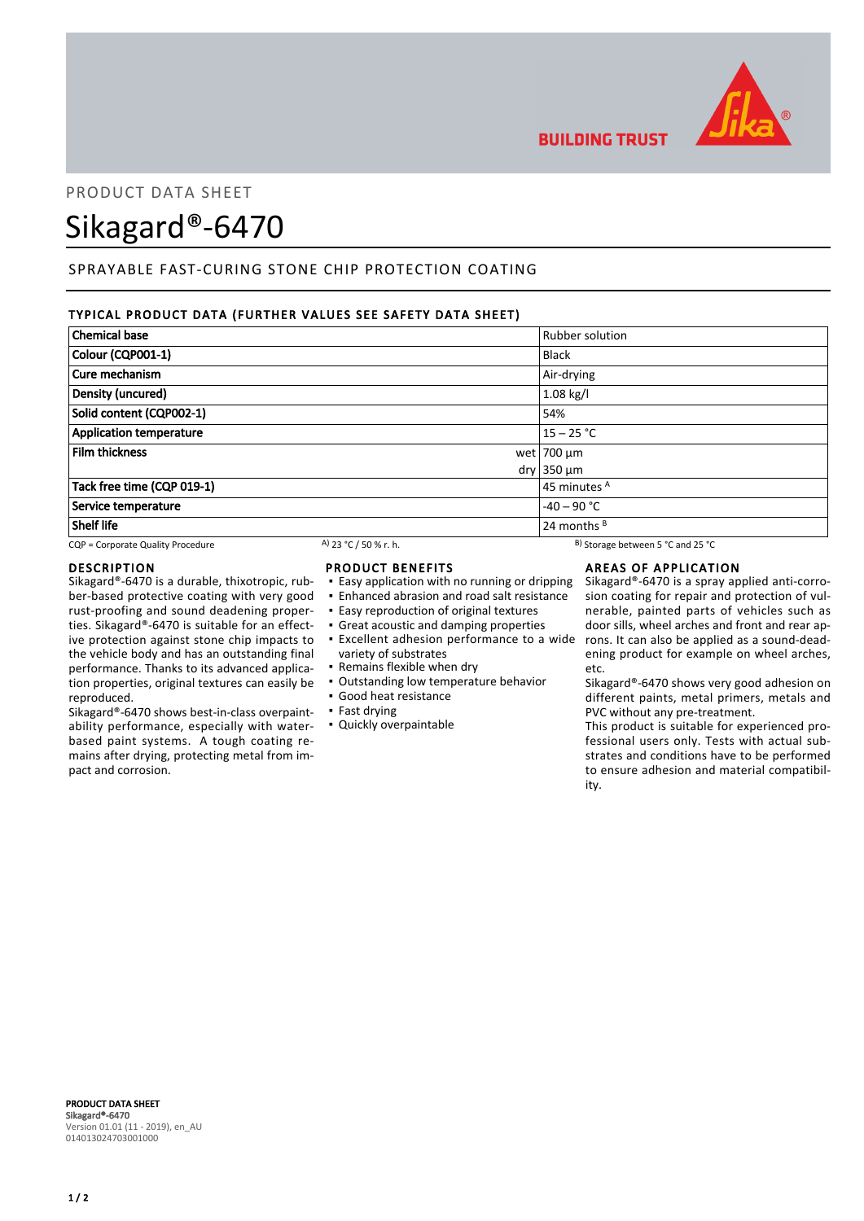BUILDING TRUST

PRODUCT DATA SHEET

# Sikagard®-6470

## SPRAYABLE FAST-CURING STONE CHIP PROTECTION COATING

### TYPICAL PRODUCT DATA (FURTHER VALUES SEE SAFETY DATA SHEET)

| Property | | Value |
|---|---|---|
| **Chemical base** | | Rubber solution |
| **Colour (CQP001-1)** | | Black |
| **Cure mechanism** | | Air-drying |
| **Density (uncured)** | | 1.08 kg/l |
| **Solid content (CQP002-1)** | | 54% |
| **Application temperature** | | 15 – 25 °C |
| **Film thickness** | wet | 700 µm |
| | dry | 350 µm |
| **Tack free time (CQP 019-1)** | | 45 minutes [A] |
| **Service temperature** | | -40 – 90 °C |
| **Shelf life** | | 24 months [B] |

CQP = Corporate Quality Procedure  A) 23 °C / 50 % r. h.  B) Storage between 5 °C and 25 °C

### DESCRIPTION

Sikagard®-6470 is a durable, thixotropic, rubber-based protective coating with very good rust-proofing and sound deadening properties. Sikagard®-6470 is suitable for an effective protection against stone chip impacts to the vehicle body and has an outstanding final performance. Thanks to its advanced application properties, original textures can easily be reproduced.

Sikagard®-6470 shows best-in-class overpaintability performance, especially with water-based paint systems. A tough coating remains after drying, protecting metal from impact and corrosion.

### PRODUCT BENEFITS

- Easy application with no running or dripping
- Enhanced abrasion and road salt resistance
- Easy reproduction of original textures
- Great acoustic and damping properties
- Excellent adhesion performance to a wide variety of substrates
- Remains flexible when dry
- Outstanding low temperature behavior
- Good heat resistance
- Fast drying
- Quickly overpaintable

### AREAS OF APPLICATION

Sikagard®-6470 is a spray applied anti-corrosion coating for repair and protection of vulnerable, painted parts of vehicles such as door sills, wheel arches and front and rear aprons. It can also be applied as a sound-deadening product for example on wheel arches, etc.

Sikagard®-6470 shows very good adhesion on different paints, metal primers, metals and PVC without any pre-treatment.

This product is suitable for experienced professional users only. Tests with actual substrates and conditions have to be performed to ensure adhesion and material compatibility.

**PRODUCT DATA SHEET**
**Sikagard®-6470**
Version 01.01 (11 - 2019), en_AU
014013024703001000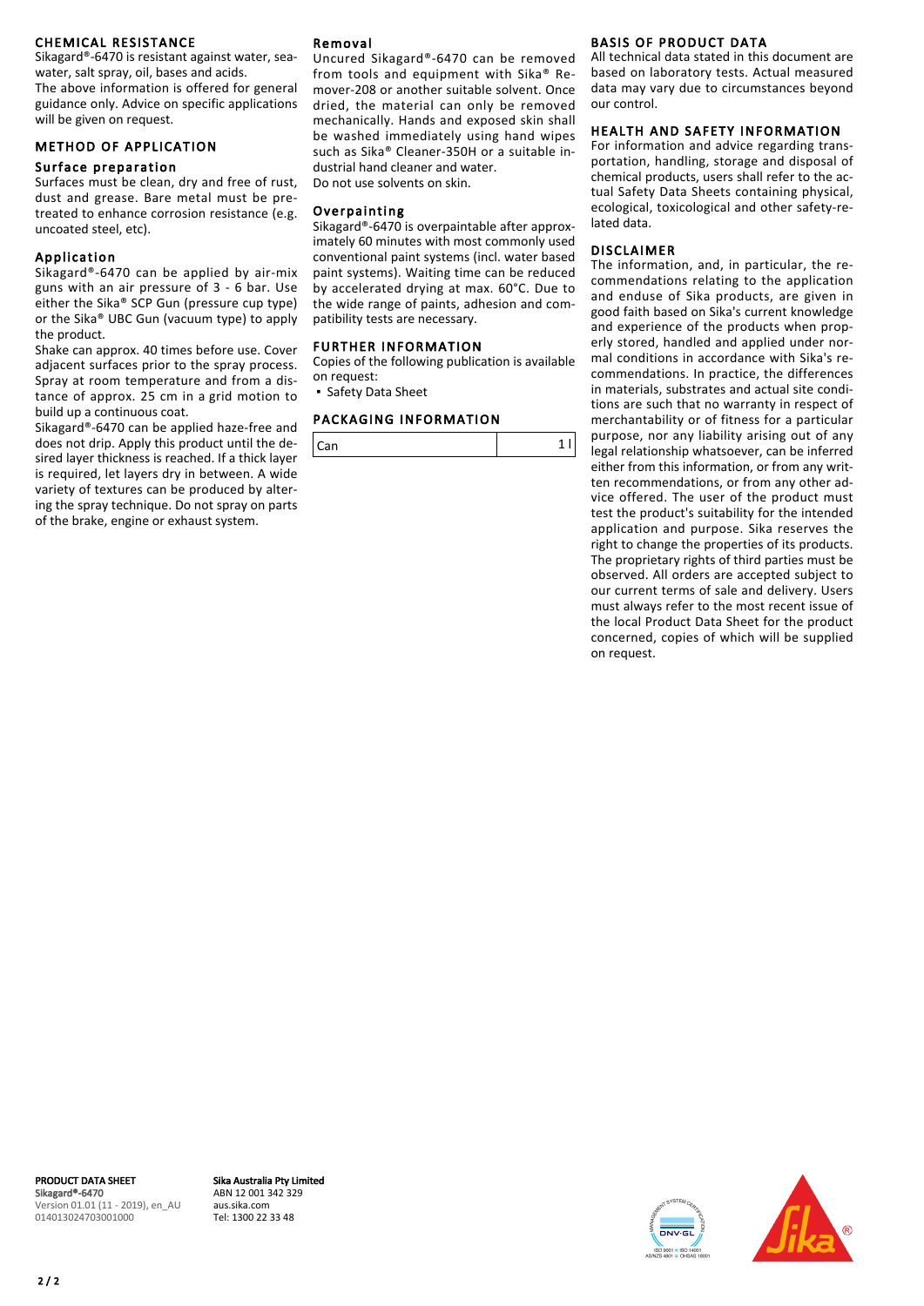## CHEMICAL RESISTANCE

Sikagard®-6470 is resistant against water, seawater, salt spray, oil, bases and acids.
The above information is offered for general guidance only. Advice on specific applications will be given on request.

## METHOD OF APPLICATION

### Surface preparation

Surfaces must be clean, dry and free of rust, dust and grease. Bare metal must be pretreated to enhance corrosion resistance (e.g. uncoated steel, etc).

### Application

Sikagard®-6470 can be applied by air-mix guns with an air pressure of 3 - 6 bar. Use either the Sika® SCP Gun (pressure cup type) or the Sika® UBC Gun (vacuum type) to apply the product.
Shake can approx. 40 times before use. Cover adjacent surfaces prior to the spray process. Spray at room temperature and from a distance of approx. 25 cm in a grid motion to build up a continuous coat.
Sikagard®-6470 can be applied haze-free and does not drip. Apply this product until the desired layer thickness is reached. If a thick layer is required, let layers dry in between. A wide variety of textures can be produced by altering the spray technique. Do not spray on parts of the brake, engine or exhaust system.

### Removal

Uncured Sikagard®-6470 can be removed from tools and equipment with Sika® Remover-208 or another suitable solvent. Once dried, the material can only be removed mechanically. Hands and exposed skin shall be washed immediately using hand wipes such as Sika® Cleaner-350H or a suitable industrial hand cleaner and water.
Do not use solvents on skin.

### Overpainting

Sikagard®-6470 is overpaintable after approximately 60 minutes with most commonly used conventional paint systems (incl. water based paint systems). Waiting time can be reduced by accelerated drying at max. 60°C. Due to the wide range of paints, adhesion and compatibility tests are necessary.

## FURTHER INFORMATION

Copies of the following publication is available on request:

- Safety Data Sheet

## PACKAGING INFORMATION

| | |
|---|---|
| Can | 1 l |

## BASIS OF PRODUCT DATA

All technical data stated in this document are based on laboratory tests. Actual measured data may vary due to circumstances beyond our control.

## HEALTH AND SAFETY INFORMATION

For information and advice regarding transportation, handling, storage and disposal of chemical products, users shall refer to the actual Safety Data Sheets containing physical, ecological, toxicological and other safety-related data.

## DISCLAIMER

The information, and, in particular, the recommendations relating to the application and enduse of Sika products, are given in good faith based on Sika's current knowledge and experience of the products when properly stored, handled and applied under normal conditions in accordance with Sika's recommendations. In practice, the differences in materials, substrates and actual site conditions are such that no warranty in respect of merchantability or of fitness for a particular purpose, nor any liability arising out of any legal relationship whatsoever, can be inferred either from this information, or from any written recommendations, or from any other advice offered. The user of the product must test the product's suitability for the intended application and purpose. Sika reserves the right to change the properties of its products. The proprietary rights of third parties must be observed. All orders are accepted subject to our current terms of sale and delivery. Users must always refer to the most recent issue of the local Product Data Sheet for the product concerned, copies of which will be supplied on request.

**PRODUCT DATA SHEET**
**Sikagard®-6470**
Version 01.01 (11 - 2019), en_AU
014013024703001000

**Sika Australia Pty Limited**
ABN 12 001 342 329
aus.sika.com
Tel: 1300 22 33 48